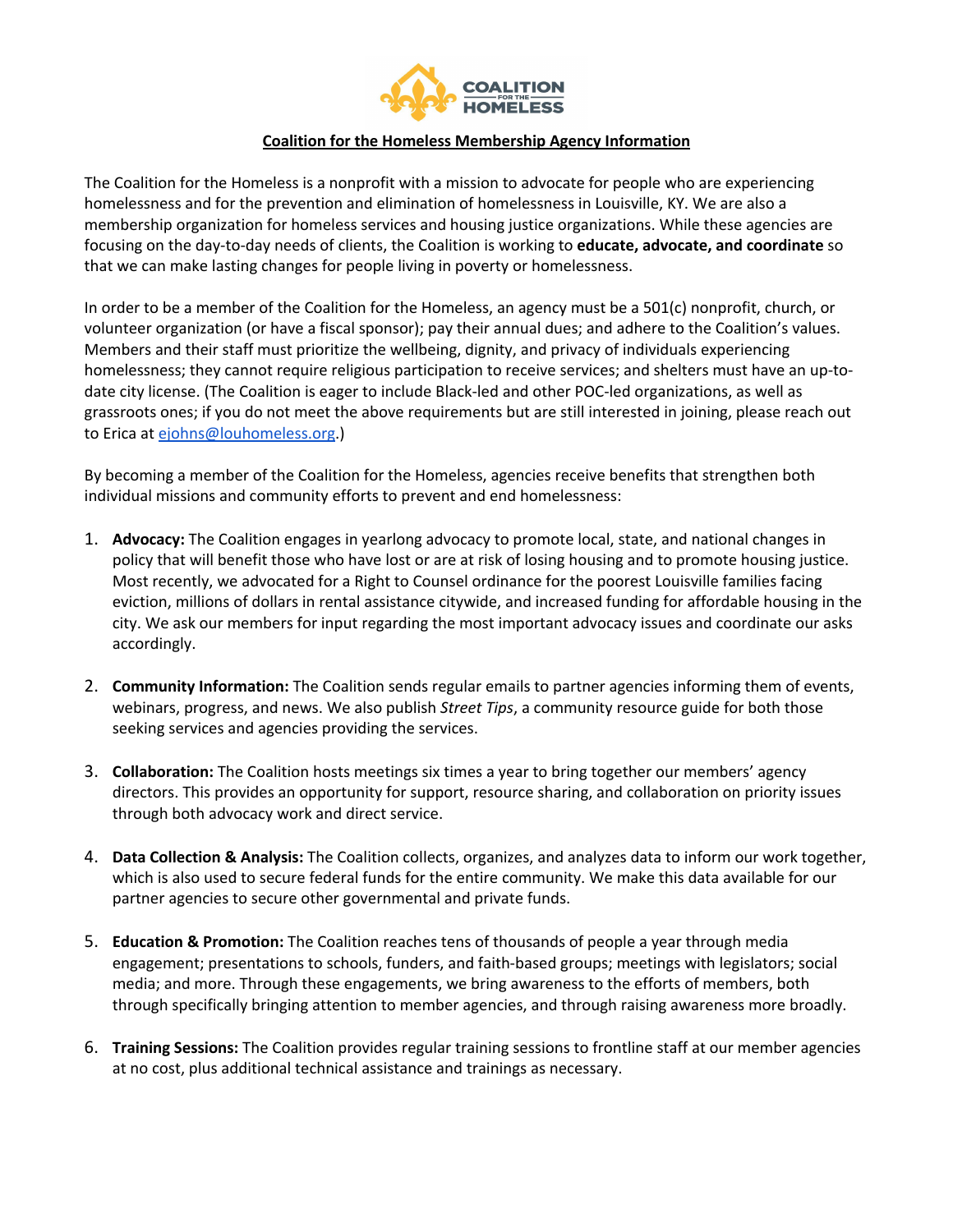**Coalition for the Homeless Membership Agency Information**

The Coalition for the Homeless is a nonprofit with a mission to advocate for people who are experiencing homelessness and for the prevention and elimination of homelessness in Louisville, KY. We are also a membership organization for homeless services and housing justice organizations. While these agencies are focusing on the day-to-day needs of clients, the Coalition is working to **educate, advocate, and coordinate** so that we can make lasting changes for people living in poverty or homelessness.

In order to be a member of the Coalition for the Homeless, an agency must be a 501(c) nonprofit, church, or volunteer organization (or have a fiscal sponsor); pay their annual dues; and adhere to the Coalition's values. Members and their staff must prioritize the wellbeing, dignity, and privacy of individuals experiencing homelessness; they cannot require religious participation to receive services; and shelters must have an up-to-date city license. (The Coalition is eager to include Black-led and other POC-led organizations, as well as grassroots ones; if you do not meet the above requirements but are still interested in joining, please reach out to Erica at ejohns@louhomeless.org.)

By becoming a member of the Coalition for the Homeless, agencies receive benefits that strengthen both individual missions and community efforts to prevent and end homelessness:

1. **Advocacy:** The Coalition engages in yearlong advocacy to promote local, state, and national changes in policy that will benefit those who have lost or are at risk of losing housing and to promote housing justice. Most recently, we advocated for a Right to Counsel ordinance for the poorest Louisville families facing eviction, millions of dollars in rental assistance citywide, and increased funding for affordable housing in the city. We ask our members for input regarding the most important advocacy issues and coordinate our asks accordingly.

2. **Community Information:** The Coalition sends regular emails to partner agencies informing them of events, webinars, progress, and news. We also publish *Street Tips*, a community resource guide for both those seeking services and agencies providing the services.

3. **Collaboration:** The Coalition hosts meetings six times a year to bring together our members' agency directors. This provides an opportunity for support, resource sharing, and collaboration on priority issues through both advocacy work and direct service.

4. **Data Collection & Analysis:** The Coalition collects, organizes, and analyzes data to inform our work together, which is also used to secure federal funds for the entire community. We make this data available for our partner agencies to secure other governmental and private funds.

5. **Education & Promotion:** The Coalition reaches tens of thousands of people a year through media engagement; presentations to schools, funders, and faith-based groups; meetings with legislators; social media; and more. Through these engagements, we bring awareness to the efforts of members, both through specifically bringing attention to member agencies, and through raising awareness more broadly.

6. **Training Sessions:** The Coalition provides regular training sessions to frontline staff at our member agencies at no cost, plus additional technical assistance and trainings as necessary.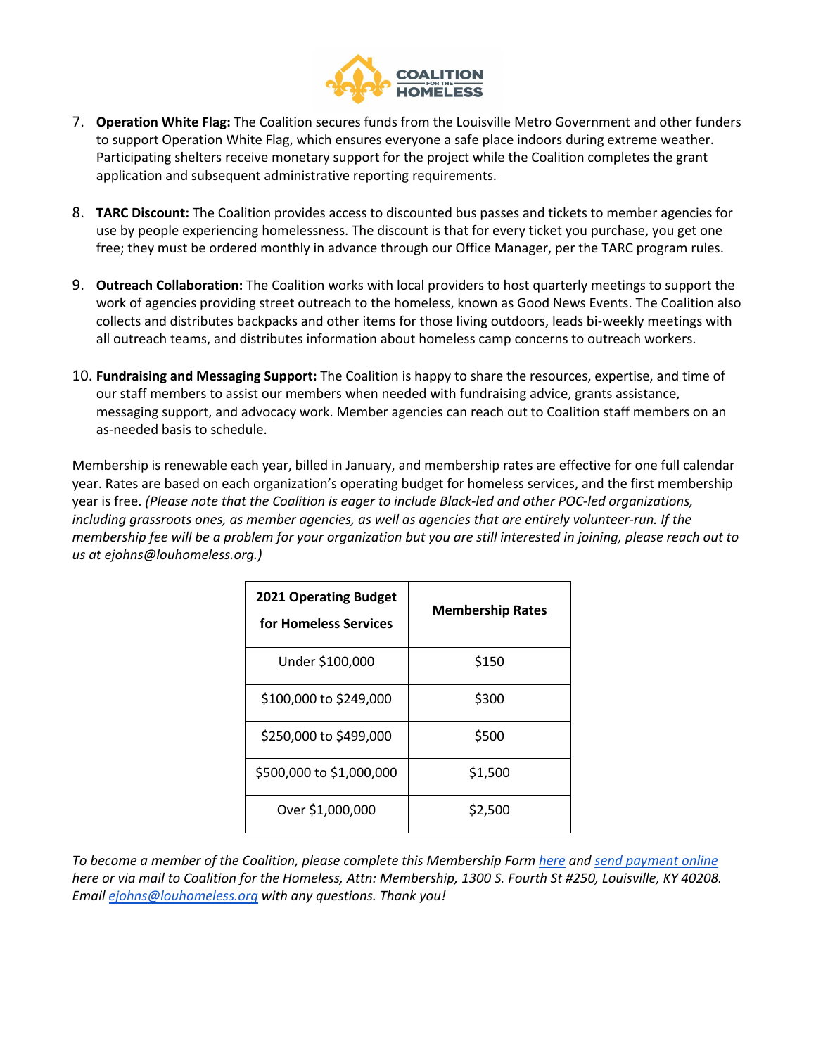7. **Operation White Flag:** The Coalition secures funds from the Louisville Metro Government and other funders to support Operation White Flag, which ensures everyone a safe place indoors during extreme weather. Participating shelters receive monetary support for the project while the Coalition completes the grant application and subsequent administrative reporting requirements.

8. **TARC Discount:** The Coalition provides access to discounted bus passes and tickets to member agencies for use by people experiencing homelessness. The discount is that for every ticket you purchase, you get one free; they must be ordered monthly in advance through our Office Manager, per the TARC program rules.

9. **Outreach Collaboration:** The Coalition works with local providers to host quarterly meetings to support the work of agencies providing street outreach to the homeless, known as Good News Events. The Coalition also collects and distributes backpacks and other items for those living outdoors, leads bi-weekly meetings with all outreach teams, and distributes information about homeless camp concerns to outreach workers.

10. **Fundraising and Messaging Support:** The Coalition is happy to share the resources, expertise, and time of our staff members to assist our members when needed with fundraising advice, grants assistance, messaging support, and advocacy work. Member agencies can reach out to Coalition staff members on an as-needed basis to schedule.

Membership is renewable each year, billed in January, and membership rates are effective for one full calendar year. Rates are based on each organization's operating budget for homeless services, and the first membership year is free. *(Please note that the Coalition is eager to include Black-led and other POC-led organizations, including grassroots ones, as member agencies, as well as agencies that are entirely volunteer-run. If the membership fee will be a problem for your organization but you are still interested in joining, please reach out to us at ejohns@louhomeless.org.)*

| 2021 Operating Budget for Homeless Services | Membership Rates |
|---|---|
| Under $100,000 | $150 |
| $100,000 to $249,000 | $300 |
| $250,000 to $499,000 | $500 |
| $500,000 to $1,000,000 | $1,500 |
| Over $1,000,000 | $2,500 |

*To become a member of the Coalition, please complete this Membership Form [here](#) and [send payment online](#) here or via mail to Coalition for the Homeless, Attn: Membership, 1300 S. Fourth St #250, Louisville, KY 40208. Email [ejohns@louhomeless.org](mailto:ejohns@louhomeless.org) with any questions. Thank you!*